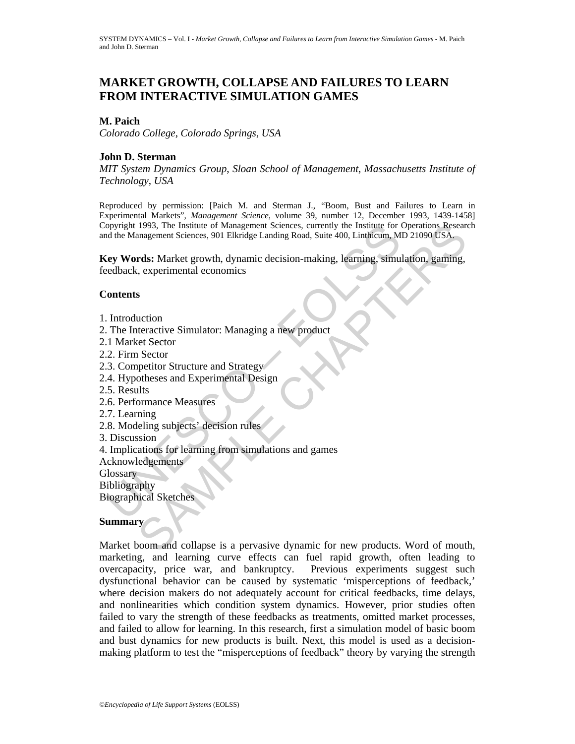# MARKET GROWTH, COLLAPSE AND FAILURES TO LEARN FROM INTERACTIVE SIMULATION GAMES

**M. Paich**

*Colorado College, Colorado Springs, USA*

**John D. Sterman**

*MIT System Dynamics Group, Sloan School of Management, Massachusetts Institute of Technology, USA*

Reproduced by permission: [Paich M. and Sterman J., "Boom, Bust and Failures to Learn in Experimental Markets", *Management Science*, volume 39, number 12, December 1993, 1439-1458] Copyright 1993, The Institute of Management Sciences, currently the Institute for Operations Research and the Management Sciences, 901 Elkridge Landing Road, Suite 400, Linthicum, MD 21090 USA.

**Key Words:** Market growth, dynamic decision-making, learning, simulation, gaming, feedback, experimental economics

## Contents

1. Introduction
2. The Interactive Simulator: Managing a new product
2.1 Market Sector
2.2. Firm Sector
2.3. Competitor Structure and Strategy
2.4. Hypotheses and Experimental Design
2.5. Results
2.6. Performance Measures
2.7. Learning
2.8. Modeling subjects' decision rules
3. Discussion
4. Implications for learning from simulations and games
Acknowledgements
Glossary
Bibliography
Biographical Sketches

## Summary

Market boom and collapse is a pervasive dynamic for new products. Word of mouth, marketing, and learning curve effects can fuel rapid growth, often leading to overcapacity, price war, and bankruptcy. Previous experiments suggest such dysfunctional behavior can be caused by systematic 'misperceptions of feedback,' where decision makers do not adequately account for critical feedbacks, time delays, and nonlinearities which condition system dynamics. However, prior studies often failed to vary the strength of these feedbacks as treatments, omitted market processes, and failed to allow for learning. In this research, first a simulation model of basic boom and bust dynamics for new products is built. Next, this model is used as a decision-making platform to test the "misperceptions of feedback" theory by varying the strength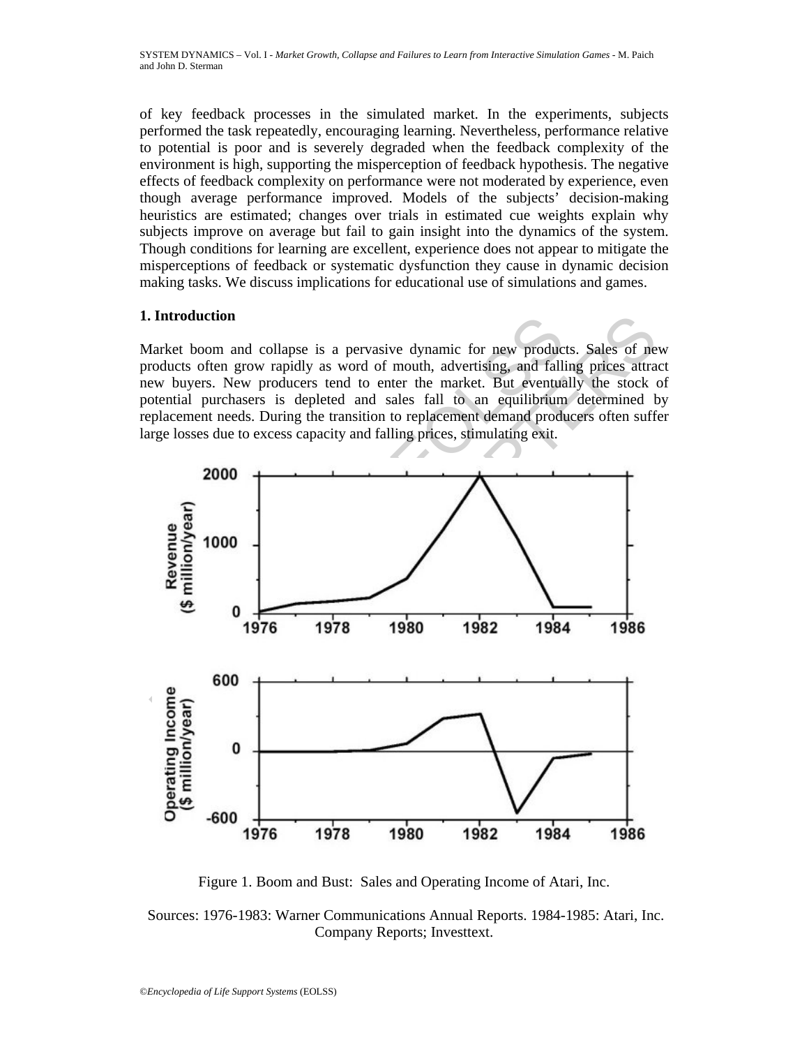of key feedback processes in the simulated market. In the experiments, subjects performed the task repeatedly, encouraging learning. Nevertheless, performance relative to potential is poor and is severely degraded when the feedback complexity of the environment is high, supporting the misperception of feedback hypothesis. The negative effects of feedback complexity on performance were not moderated by experience, even though average performance improved. Models of the subjects' decision-making heuristics are estimated; changes over trials in estimated cue weights explain why subjects improve on average but fail to gain insight into the dynamics of the system. Though conditions for learning are excellent, experience does not appear to mitigate the misperceptions of feedback or systematic dysfunction they cause in dynamic decision making tasks. We discuss implications for educational use of simulations and games.

## 1. Introduction

Market boom and collapse is a pervasive dynamic for new products. Sales of new products often grow rapidly as word of mouth, advertising, and falling prices attract new buyers. New producers tend to enter the market. But eventually the stock of potential purchasers is depleted and sales fall to an equilibrium determined by replacement needs. During the transition to replacement demand producers often suffer large losses due to excess capacity and falling prices, stimulating exit.

Figure 1. Boom and Bust: Sales and Operating Income of Atari, Inc.

Sources: 1976-1983: Warner Communications Annual Reports. 1984-1985: Atari, Inc. Company Reports; Investtext.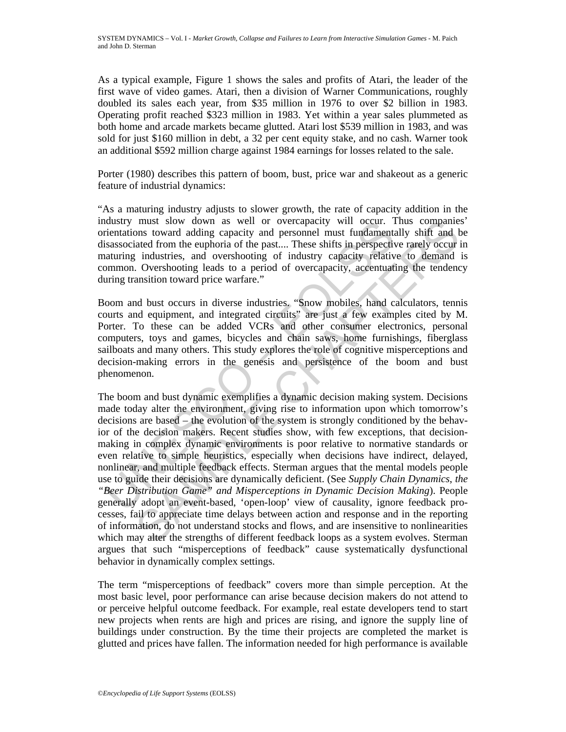As a typical example, Figure 1 shows the sales and profits of Atari, the leader of the first wave of video games. Atari, then a division of Warner Communications, roughly doubled its sales each year, from $35 million in 1976 to over $2 billion in 1983. Operating profit reached $323 million in 1983. Yet within a year sales plummeted as both home and arcade markets became glutted. Atari lost $539 million in 1983, and was sold for just $160 million in debt, a 32 per cent equity stake, and no cash. Warner took an additional $592 million charge against 1984 earnings for losses related to the sale.

Porter (1980) describes this pattern of boom, bust, price war and shakeout as a generic feature of industrial dynamics:

"As a maturing industry adjusts to slower growth, the rate of capacity addition in the industry must slow down as well or overcapacity will occur. Thus companies' orientations toward adding capacity and personnel must fundamentally shift and be disassociated from the euphoria of the past.... These shifts in perspective rarely occur in maturing industries, and overshooting of industry capacity relative to demand is common. Overshooting leads to a period of overcapacity, accentuating the tendency during transition toward price warfare."

Boom and bust occurs in diverse industries. "Snow mobiles, hand calculators, tennis courts and equipment, and integrated circuits" are just a few examples cited by M. Porter. To these can be added VCRs and other consumer electronics, personal computers, toys and games, bicycles and chain saws, home furnishings, fiberglass sailboats and many others. This study explores the role of cognitive misperceptions and decision-making errors in the genesis and persistence of the boom and bust phenomenon.

The boom and bust dynamic exemplifies a dynamic decision making system. Decisions made today alter the environment, giving rise to information upon which tomorrow's decisions are based – the evolution of the system is strongly conditioned by the behavior of the decision makers. Recent studies show, with few exceptions, that decision-making in complex dynamic environments is poor relative to normative standards or even relative to simple heuristics, especially when decisions have indirect, delayed, nonlinear, and multiple feedback effects. Sterman argues that the mental models people use to guide their decisions are dynamically deficient. (See *Supply Chain Dynamics, the "Beer Distribution Game" and Misperceptions in Dynamic Decision Making*). People generally adopt an event-based, 'open-loop' view of causality, ignore feedback processes, fail to appreciate time delays between action and response and in the reporting of information, do not understand stocks and flows, and are insensitive to nonlinearities which may alter the strengths of different feedback loops as a system evolves. Sterman argues that such "misperceptions of feedback" cause systematically dysfunctional behavior in dynamically complex settings.

The term "misperceptions of feedback" covers more than simple perception. At the most basic level, poor performance can arise because decision makers do not attend to or perceive helpful outcome feedback. For example, real estate developers tend to start new projects when rents are high and prices are rising, and ignore the supply line of buildings under construction. By the time their projects are completed the market is glutted and prices have fallen. The information needed for high performance is available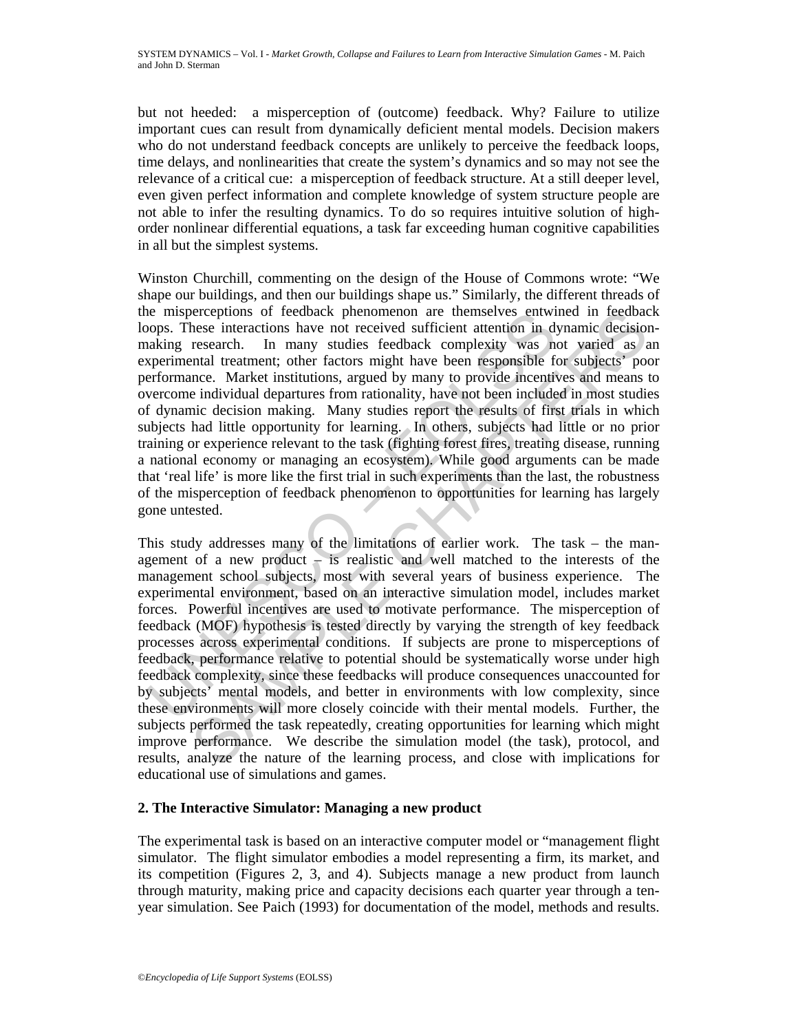but not heeded: a misperception of (outcome) feedback. Why? Failure to utilize important cues can result from dynamically deficient mental models. Decision makers who do not understand feedback concepts are unlikely to perceive the feedback loops, time delays, and nonlinearities that create the system's dynamics and so may not see the relevance of a critical cue: a misperception of feedback structure. At a still deeper level, even given perfect information and complete knowledge of system structure people are not able to infer the resulting dynamics. To do so requires intuitive solution of high-order nonlinear differential equations, a task far exceeding human cognitive capabilities in all but the simplest systems.

Winston Churchill, commenting on the design of the House of Commons wrote: "We shape our buildings, and then our buildings shape us." Similarly, the different threads of the misperceptions of feedback phenomenon are themselves entwined in feedback loops. These interactions have not received sufficient attention in dynamic decision-making research. In many studies feedback complexity was not varied as an experimental treatment; other factors might have been responsible for subjects' poor performance. Market institutions, argued by many to provide incentives and means to overcome individual departures from rationality, have not been included in most studies of dynamic decision making. Many studies report the results of first trials in which subjects had little opportunity for learning. In others, subjects had little or no prior training or experience relevant to the task (fighting forest fires, treating disease, running a national economy or managing an ecosystem). While good arguments can be made that 'real life' is more like the first trial in such experiments than the last, the robustness of the misperception of feedback phenomenon to opportunities for learning has largely gone untested.

This study addresses many of the limitations of earlier work. The task – the management of a new product – is realistic and well matched to the interests of the management school subjects, most with several years of business experience. The experimental environment, based on an interactive simulation model, includes market forces. Powerful incentives are used to motivate performance. The misperception of feedback (MOF) hypothesis is tested directly by varying the strength of key feedback processes across experimental conditions. If subjects are prone to misperceptions of feedback, performance relative to potential should be systematically worse under high feedback complexity, since these feedbacks will produce consequences unaccounted for by subjects' mental models, and better in environments with low complexity, since these environments will more closely coincide with their mental models. Further, the subjects performed the task repeatedly, creating opportunities for learning which might improve performance. We describe the simulation model (the task), protocol, and results, analyze the nature of the learning process, and close with implications for educational use of simulations and games.

## 2. The Interactive Simulator: Managing a new product

The experimental task is based on an interactive computer model or "management flight simulator. The flight simulator embodies a model representing a firm, its market, and its competition (Figures 2, 3, and 4). Subjects manage a new product from launch through maturity, making price and capacity decisions each quarter year through a ten-year simulation. See Paich (1993) for documentation of the model, methods and results.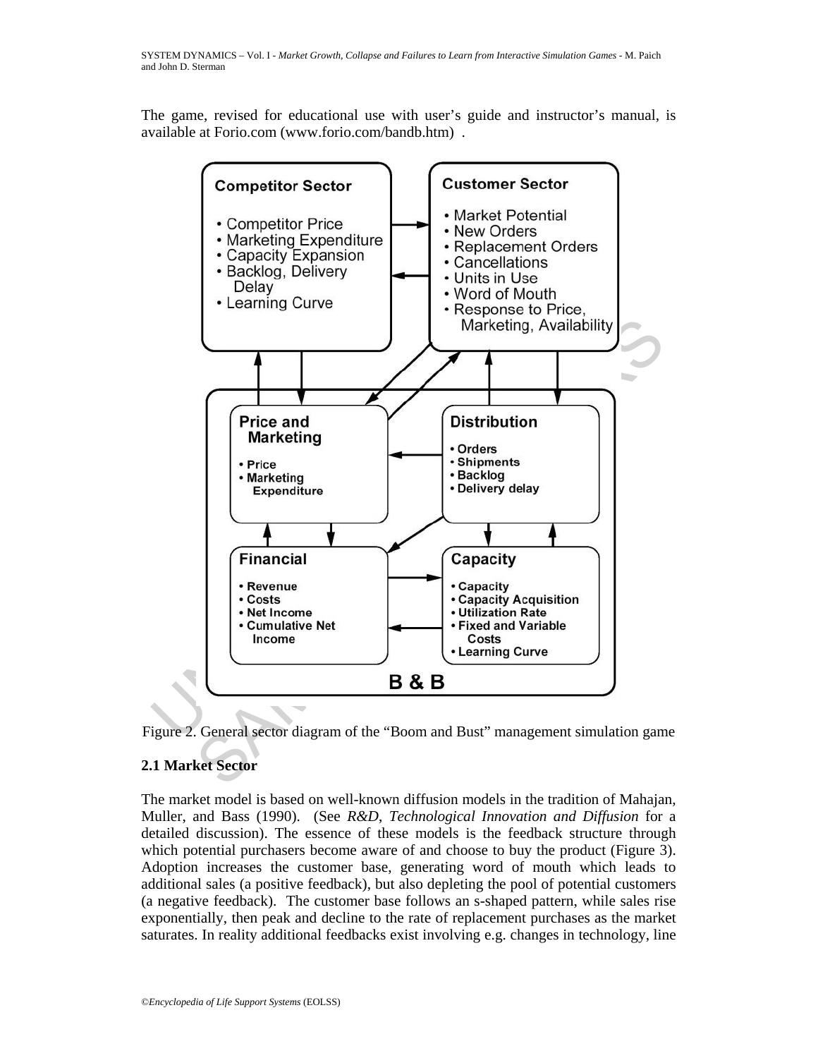The game, revised for educational use with user's guide and instructor's manual, is available at Forio.com (www.forio.com/bandb.htm) .

**Competitor Sector**

- Competitor Price
- Marketing Expenditure
- Capacity Expansion
- Backlog, Delivery Delay
- Learning Curve

**Customer Sector**

- Market Potential
- New Orders
- Replacement Orders
- Cancellations
- Units in Use
- Word of Mouth
- Response to Price, Marketing, Availability

**B & B**

**Price and Marketing**

- Price
- Marketing Expenditure

**Distribution**

- Orders
- Shipments
- Backlog
- Delivery delay

**Financial**

- Revenue
- Costs
- Net Income
- Cumulative Net Income

**Capacity**

- Capacity
- Capacity Acquisition
- Utilization Rate
- Fixed and Variable Costs
- Learning Curve

Figure 2. General sector diagram of the "Boom and Bust" management simulation game

### 2.1 Market Sector

The market model is based on well-known diffusion models in the tradition of Mahajan, Muller, and Bass (1990). (See *R&D, Technological Innovation and Diffusion* for a detailed discussion). The essence of these models is the feedback structure through which potential purchasers become aware of and choose to buy the product (Figure 3). Adoption increases the customer base, generating word of mouth which leads to additional sales (a positive feedback), but also depleting the pool of potential customers (a negative feedback). The customer base follows an s-shaped pattern, while sales rise exponentially, then peak and decline to the rate of replacement purchases as the market saturates. In reality additional feedbacks exist involving e.g. changes in technology, line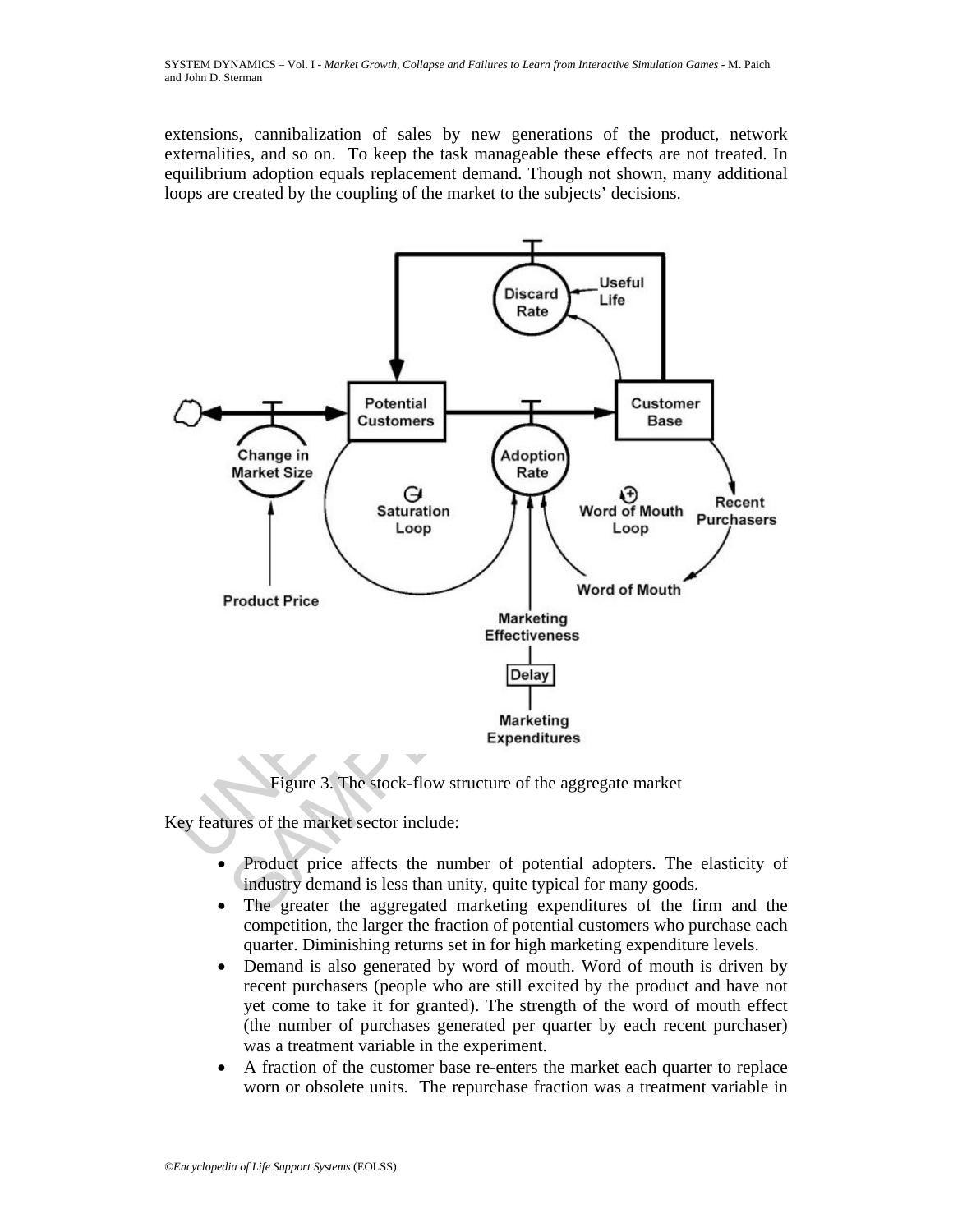extensions, cannibalization of sales by new generations of the product, network externalities, and so on. To keep the task manageable these effects are not treated. In equilibrium adoption equals replacement demand. Though not shown, many additional loops are created by the coupling of the market to the subjects' decisions.

Figure 3. The stock-flow structure of the aggregate market

Key features of the market sector include:

- Product price affects the number of potential adopters. The elasticity of industry demand is less than unity, quite typical for many goods.
- The greater the aggregated marketing expenditures of the firm and the competition, the larger the fraction of potential customers who purchase each quarter. Diminishing returns set in for high marketing expenditure levels.
- Demand is also generated by word of mouth. Word of mouth is driven by recent purchasers (people who are still excited by the product and have not yet come to take it for granted). The strength of the word of mouth effect (the number of purchases generated per quarter by each recent purchaser) was a treatment variable in the experiment.
- A fraction of the customer base re-enters the market each quarter to replace worn or obsolete units. The repurchase fraction was a treatment variable in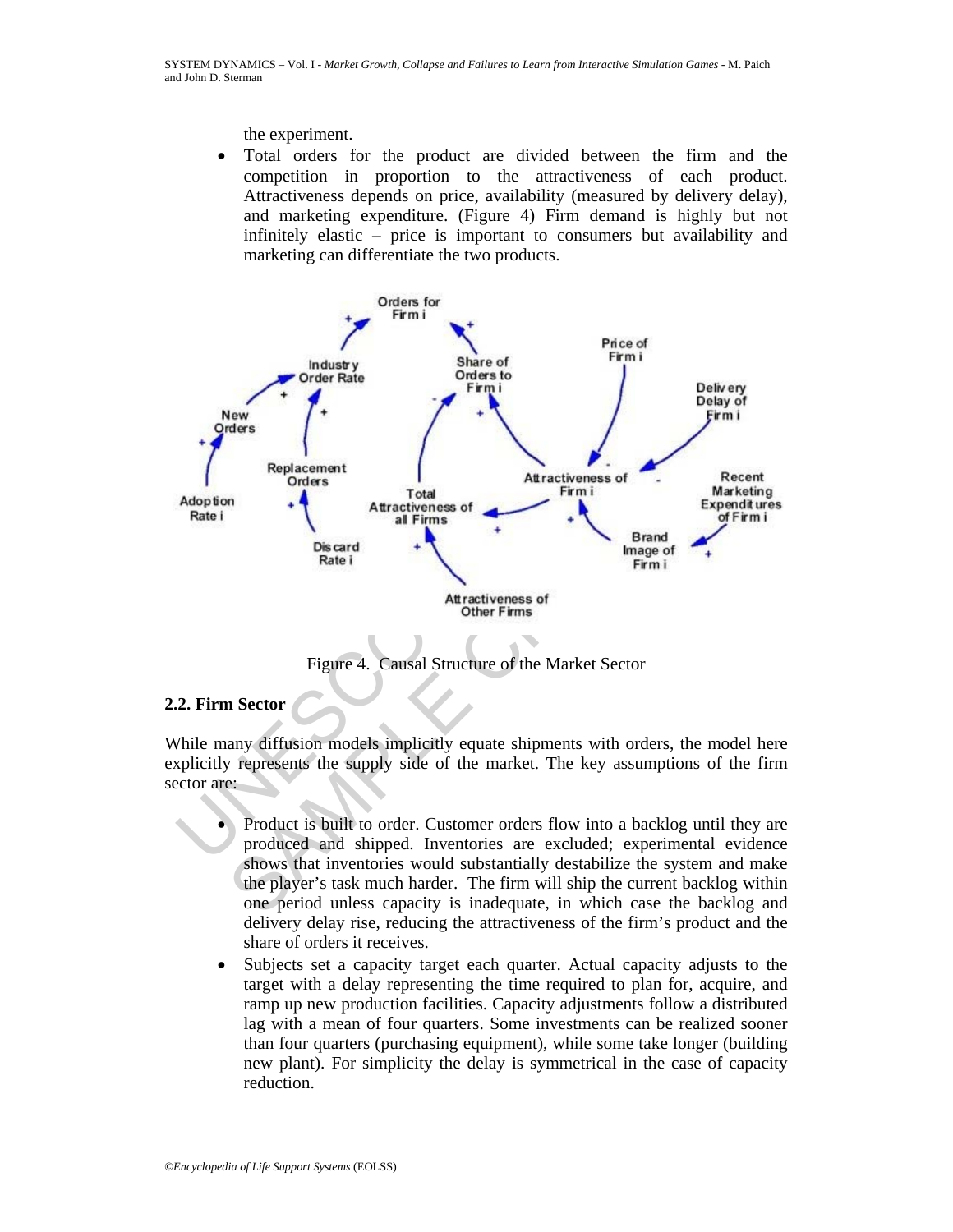the experiment.

- Total orders for the product are divided between the firm and the competition in proportion to the attractiveness of each product. Attractiveness depends on price, availability (measured by delivery delay), and marketing expenditure. (Figure 4) Firm demand is highly but not infinitely elastic – price is important to consumers but availability and marketing can differentiate the two products.

Figure 4. Causal Structure of the Market Sector

## 2.2. Firm Sector

While many diffusion models implicitly equate shipments with orders, the model here explicitly represents the supply side of the market. The key assumptions of the firm sector are:

- Product is built to order. Customer orders flow into a backlog until they are produced and shipped. Inventories are excluded; experimental evidence shows that inventories would substantially destabilize the system and make the player's task much harder. The firm will ship the current backlog within one period unless capacity is inadequate, in which case the backlog and delivery delay rise, reducing the attractiveness of the firm's product and the share of orders it receives.
- Subjects set a capacity target each quarter. Actual capacity adjusts to the target with a delay representing the time required to plan for, acquire, and ramp up new production facilities. Capacity adjustments follow a distributed lag with a mean of four quarters. Some investments can be realized sooner than four quarters (purchasing equipment), while some take longer (building new plant). For simplicity the delay is symmetrical in the case of capacity reduction.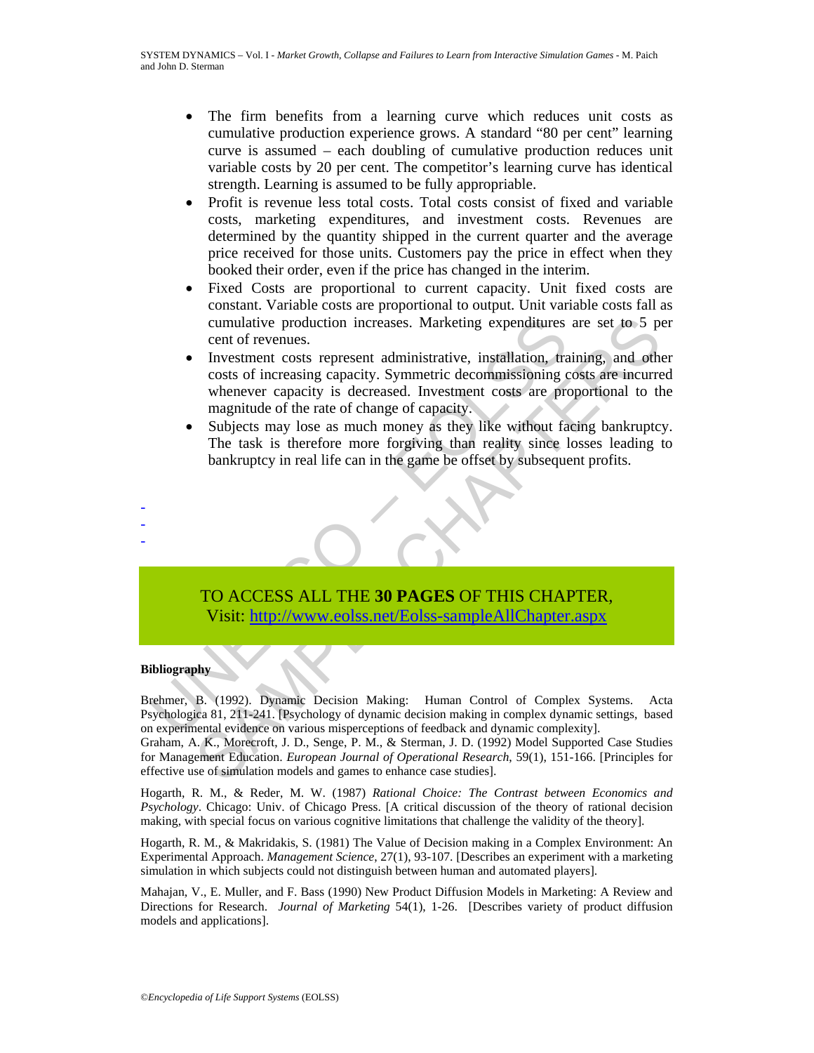- The firm benefits from a learning curve which reduces unit costs as cumulative production experience grows. A standard "80 per cent" learning curve is assumed – each doubling of cumulative production reduces unit variable costs by 20 per cent. The competitor's learning curve has identical strength. Learning is assumed to be fully appropriable.
- Profit is revenue less total costs. Total costs consist of fixed and variable costs, marketing expenditures, and investment costs. Revenues are determined by the quantity shipped in the current quarter and the average price received for those units. Customers pay the price in effect when they booked their order, even if the price has changed in the interim.
- Fixed Costs are proportional to current capacity. Unit fixed costs are constant. Variable costs are proportional to output. Unit variable costs fall as cumulative production increases. Marketing expenditures are set to 5 per cent of revenues.
- Investment costs represent administrative, installation, training, and other costs of increasing capacity. Symmetric decommissioning costs are incurred whenever capacity is decreased. Investment costs are proportional to the magnitude of the rate of change of capacity.
- Subjects may lose as much money as they like without facing bankruptcy. The task is therefore more forgiving than reality since losses leading to bankruptcy in real life can in the game be offset by subsequent profits.

-
-
-

TO ACCESS ALL THE **30 PAGES** OF THIS CHAPTER,
Visit: http://www.eolss.net/Eolss-sampleAllChapter.aspx

**Bibliography**

Brehmer, B. (1992). Dynamic Decision Making: Human Control of Complex Systems. Acta Psychologica 81, 211-241. [Psychology of dynamic decision making in complex dynamic settings, based on experimental evidence on various misperceptions of feedback and dynamic complexity].

Graham, A. K., Morecroft, J. D., Senge, P. M., & Sterman, J. D. (1992) Model Supported Case Studies for Management Education. *European Journal of Operational Research*, 59(1), 151-166. [Principles for effective use of simulation models and games to enhance case studies].

Hogarth, R. M., & Reder, M. W. (1987) *Rational Choice: The Contrast between Economics and Psychology*. Chicago: Univ. of Chicago Press. [A critical discussion of the theory of rational decision making, with special focus on various cognitive limitations that challenge the validity of the theory].

Hogarth, R. M., & Makridakis, S. (1981) The Value of Decision making in a Complex Environment: An Experimental Approach. *Management Science*, 27(1), 93-107. [Describes an experiment with a marketing simulation in which subjects could not distinguish between human and automated players].

Mahajan, V., E. Muller, and F. Bass (1990) New Product Diffusion Models in Marketing: A Review and Directions for Research. *Journal of Marketing* 54(1), 1-26. [Describes variety of product diffusion models and applications].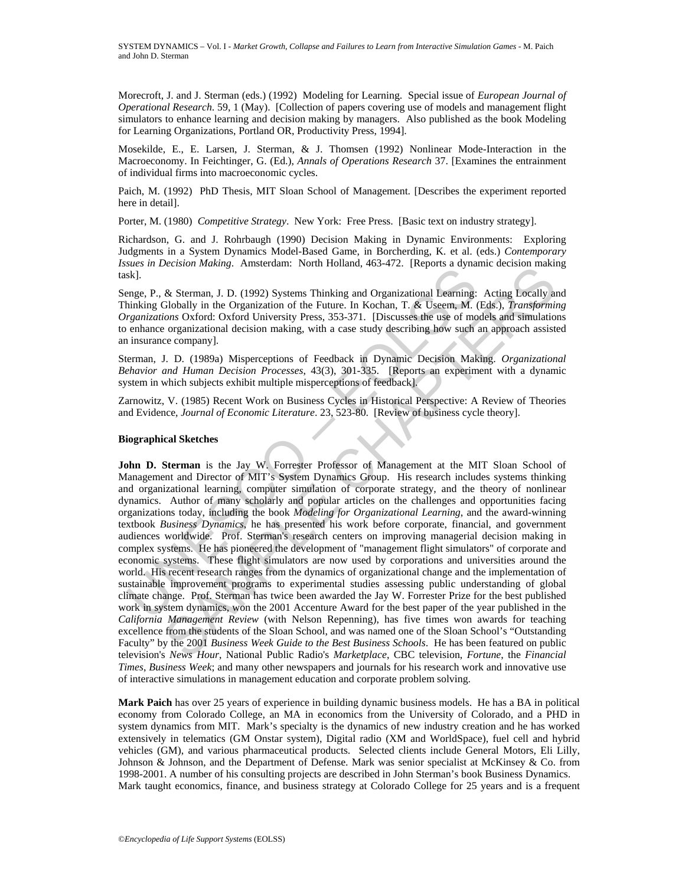Morecroft, J. and J. Sterman (eds.) (1992) Modeling for Learning. Special issue of *European Journal of Operational Research*. 59, 1 (May). [Collection of papers covering use of models and management flight simulators to enhance learning and decision making by managers. Also published as the book Modeling for Learning Organizations, Portland OR, Productivity Press, 1994].

Mosekilde, E., E. Larsen, J. Sterman, & J. Thomsen (1992) Nonlinear Mode-Interaction in the Macroeconomy. In Feichtinger, G. (Ed.), *Annals of Operations Research* 37. [Examines the entrainment of individual firms into macroeconomic cycles.

Paich, M. (1992) PhD Thesis, MIT Sloan School of Management. [Describes the experiment reported here in detail].

Porter, M. (1980) *Competitive Strategy*. New York: Free Press. [Basic text on industry strategy].

Richardson, G. and J. Rohrbaugh (1990) Decision Making in Dynamic Environments: Exploring Judgments in a System Dynamics Model-Based Game, in Borcherding, K. et al. (eds.) *Contemporary Issues in Decision Making*. Amsterdam: North Holland, 463-472. [Reports a dynamic decision making task].

Senge, P., & Sterman, J. D. (1992) Systems Thinking and Organizational Learning: Acting Locally and Thinking Globally in the Organization of the Future. In Kochan, T. & Useem, M. (Eds.), *Transforming Organizations* Oxford: Oxford University Press, 353-371. [Discusses the use of models and simulations to enhance organizational decision making, with a case study describing how such an approach assisted an insurance company].

Sterman, J. D. (1989a) Misperceptions of Feedback in Dynamic Decision Making. *Organizational Behavior and Human Decision Processes*, 43(3), 301-335. [Reports an experiment with a dynamic system in which subjects exhibit multiple misperceptions of feedback].

Zarnowitz, V. (1985) Recent Work on Business Cycles in Historical Perspective: A Review of Theories and Evidence, *Journal of Economic Literature*. 23, 523-80. [Review of business cycle theory].

**Biographical Sketches**

**John D. Sterman** is the Jay W. Forrester Professor of Management at the MIT Sloan School of Management and Director of MIT's System Dynamics Group. His research includes systems thinking and organizational learning, computer simulation of corporate strategy, and the theory of nonlinear dynamics. Author of many scholarly and popular articles on the challenges and opportunities facing organizations today, including the book *Modeling for Organizational Learning*, and the award-winning textbook *Business Dynamics*, he has presented his work before corporate, financial, and government audiences worldwide. Prof. Sterman's research centers on improving managerial decision making in complex systems. He has pioneered the development of "management flight simulators" of corporate and economic systems. These flight simulators are now used by corporations and universities around the world. His recent research ranges from the dynamics of organizational change and the implementation of sustainable improvement programs to experimental studies assessing public understanding of global climate change. Prof. Sterman has twice been awarded the Jay W. Forrester Prize for the best published work in system dynamics, won the 2001 Accenture Award for the best paper of the year published in the *California Management Review* (with Nelson Repenning), has five times won awards for teaching excellence from the students of the Sloan School, and was named one of the Sloan School's "Outstanding Faculty" by the 2001 *Business Week Guide to the Best Business Schools*. He has been featured on public television's *News Hour*, National Public Radio's *Marketplace*, CBC television, *Fortune*, the *Financial Times*, *Business Week*; and many other newspapers and journals for his research work and innovative use of interactive simulations in management education and corporate problem solving.

**Mark Paich** has over 25 years of experience in building dynamic business models. He has a BA in political economy from Colorado College, an MA in economics from the University of Colorado, and a PHD in system dynamics from MIT. Mark's specialty is the dynamics of new industry creation and he has worked extensively in telematics (GM Onstar system), Digital radio (XM and WorldSpace), fuel cell and hybrid vehicles (GM), and various pharmaceutical products. Selected clients include General Motors, Eli Lilly, Johnson & Johnson, and the Department of Defense. Mark was senior specialist at McKinsey & Co. from 1998-2001. A number of his consulting projects are described in John Sterman's book Business Dynamics. Mark taught economics, finance, and business strategy at Colorado College for 25 years and is a frequent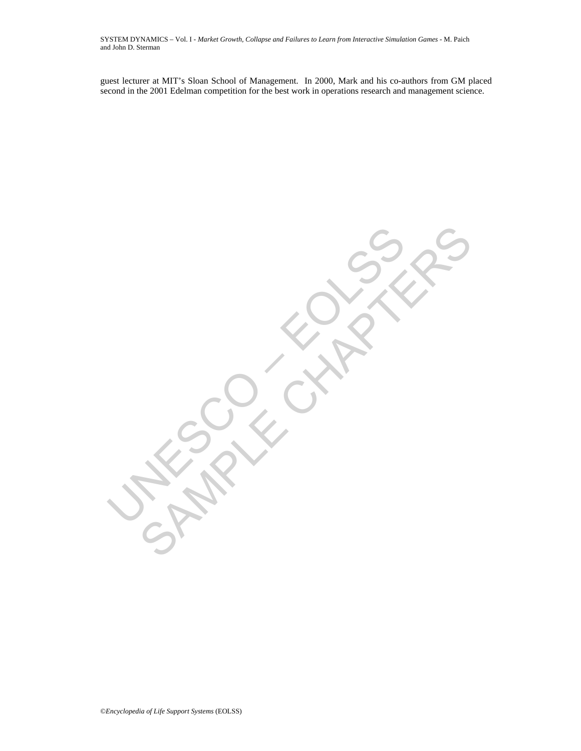guest lecturer at MIT's Sloan School of Management. In 2000, Mark and his co-authors from GM placed second in the 2001 Edelman competition for the best work in operations research and management science.